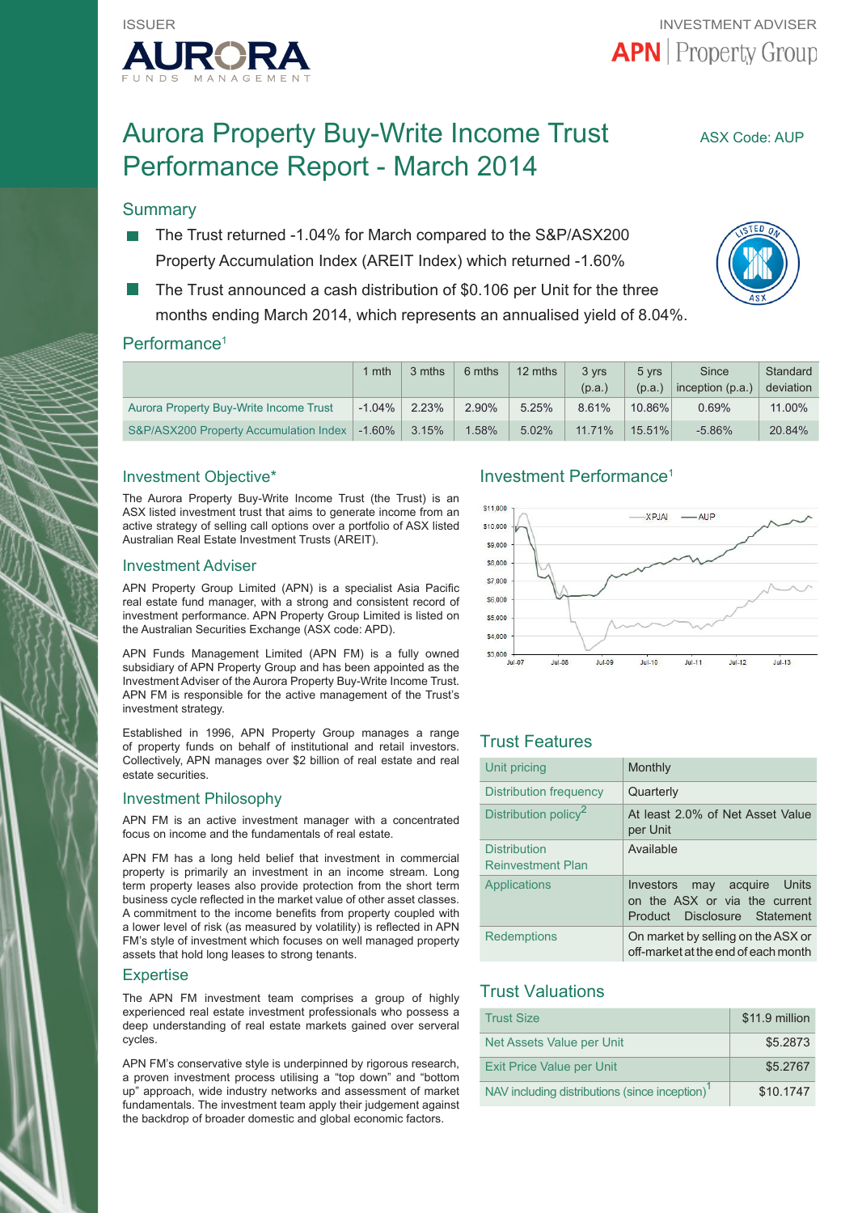ISSUER

AURORA FUNDS MANAGEMENT

INVESTMENT ADVISER

APN | Property Group

# Aurora Property Buy-Write Income Trust Performance Report - March 2014

ASX Code: AUP

## Summary

- The Trust returned -1.04% for March compared to the S&P/ASX200 Property Accumulation Index (AREIT Index) which returned -1.60%
- The Trust announced a cash distribution of $0.106 per Unit for the three months ending March 2014, which represents an annualised yield of 8.04%.

## Performance[1]

| | 1 mth | 3 mths | 6 mths | 12 mths | 3 yrs (p.a.) | 5 yrs (p.a.) | Since inception (p.a.) | Standard deviation |
|---|---|---|---|---|---|---|---|---|
| Aurora Property Buy-Write Income Trust | -1.04% | 2.23% | 2.90% | 5.25% | 8.61% | 10.86% | 0.69% | 11.00% |
| S&P/ASX200 Property Accumulation Index | -1.60% | 3.15% | 1.58% | 5.02% | 11.71% | 15.51% | -5.86% | 20.84% |

## Investment Objective*

The Aurora Property Buy-Write Income Trust (the Trust) is an ASX listed investment trust that aims to generate income from an active strategy of selling call options over a portfolio of ASX listed Australian Real Estate Investment Trusts (AREIT).

## Investment Adviser

APN Property Group Limited (APN) is a specialist Asia Pacific real estate fund manager, with a strong and consistent record of investment performance. APN Property Group Limited is listed on the Australian Securities Exchange (ASX code: APD).

APN Funds Management Limited (APN FM) is a fully owned subsidiary of APN Property Group and has been appointed as the Investment Adviser of the Aurora Property Buy-Write Income Trust. APN FM is responsible for the active management of the Trust's investment strategy.

Established in 1996, APN Property Group manages a range of property funds on behalf of institutional and retail investors. Collectively, APN manages over $2 billion of real estate and real estate securities.

## Investment Philosophy

APN FM is an active investment manager with a concentrated focus on income and the fundamentals of real estate.

APN FM has a long held belief that investment in commercial property is primarily an investment in an income stream. Long term property leases also provide protection from the short term business cycle reflected in the market value of other asset classes. A commitment to the income benefits from property coupled with a lower level of risk (as measured by volatility) is reflected in APN FM's style of investment which focuses on well managed property assets that hold long leases to strong tenants.

## Expertise

The APN FM investment team comprises a group of highly experienced real estate investment professionals who possess a deep understanding of real estate markets gained over serveral cycles.

APN FM's conservative style is underpinned by rigorous research, a proven investment process utilising a "top down" and "bottom up" approach, wide industry networks and assessment of market fundamentals. The investment team apply their judgement against the backdrop of broader domestic and global economic factors.

## Investment Performance[1]

Chart legend: XPJAI, AUP. Y-axis: $3,000 – $11,000. X-axis: Jul-07, Jul-08, Jul-09, Jul-10, Jul-11, Jul-12, Jul-13.

## Trust Features

| | |
|---|---|
| Unit pricing | Monthly |
| Distribution frequency | Quarterly |
| Distribution policy[2] | At least 2.0% of Net Asset Value per Unit |
| Distribution Reinvestment Plan | Available |
| Applications | Investors may acquire Units on the ASX or via the current Product Disclosure Statement |
| Redemptions | On market by selling on the ASX or off-market at the end of each month |

## Trust Valuations

| | |
|---|---|
| Trust Size | $11.9 million |
| Net Assets Value per Unit | $5.2873 |
| Exit Price Value per Unit | $5.2767 |
| NAV including distributions (since inception)[1] | $10.1747 |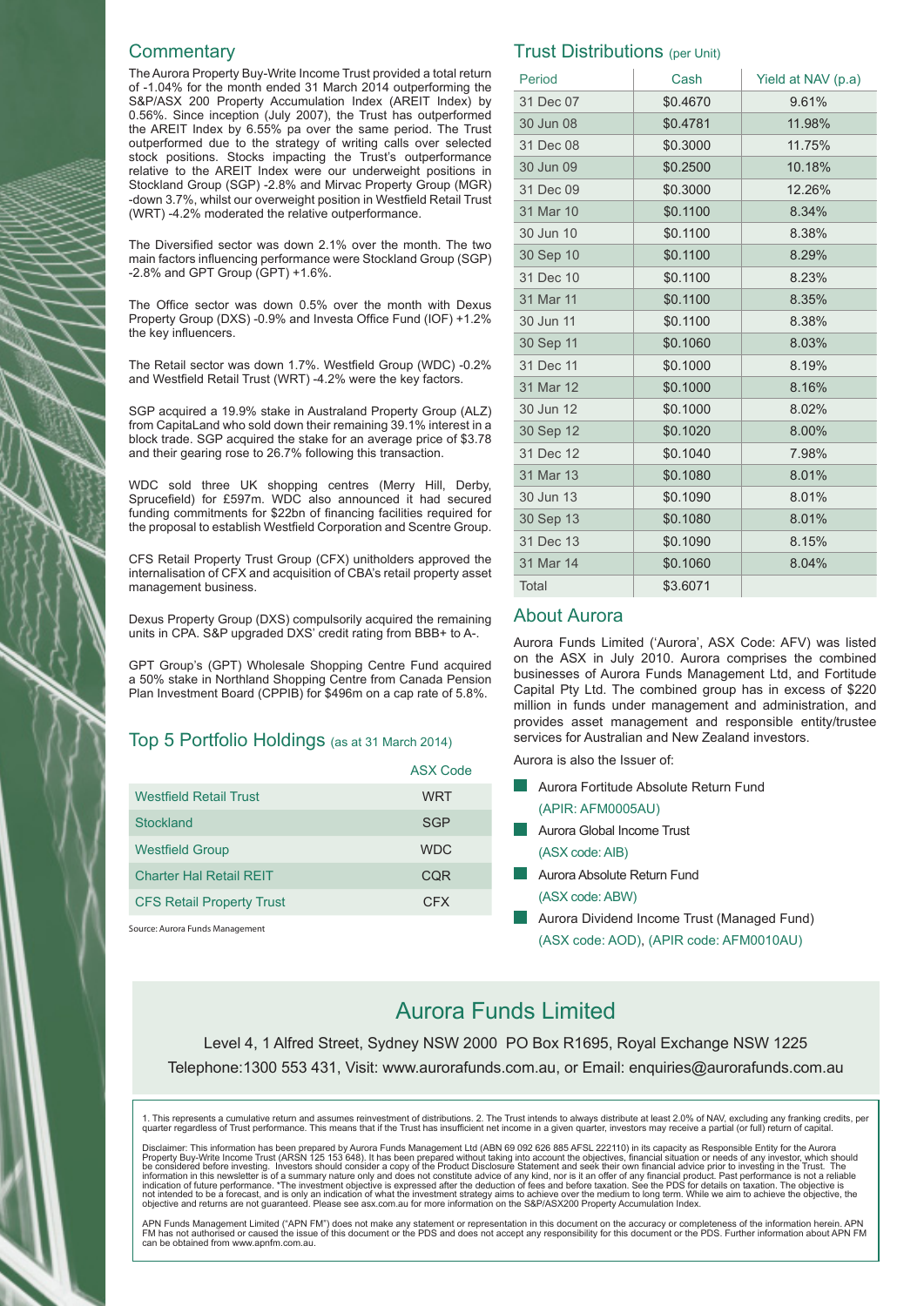## Commentary

The Aurora Property Buy-Write Income Trust provided a total return of -1.04% for the month ended 31 March 2014 outperforming the S&P/ASX 200 Property Accumulation Index (AREIT Index) by 0.56%. Since inception (July 2007), the Trust has outperformed the AREIT Index by 6.55% pa over the same period. The Trust outperformed due to the strategy of writing calls over selected stock positions. Stocks impacting the Trust's outperformance relative to the AREIT Index were our underweight positions in Stockland Group (SGP) -2.8% and Mirvac Property Group (MGR) -down 3.7%, whilst our overweight position in Westfield Retail Trust (WRT) -4.2% moderated the relative outperformance.

The Diversified sector was down 2.1% over the month. The two main factors influencing performance were Stockland Group (SGP) -2.8% and GPT Group (GPT) +1.6%.

The Office sector was down 0.5% over the month with Dexus Property Group (DXS) -0.9% and Investa Office Fund (IOF) +1.2% the key influencers.

The Retail sector was down 1.7%. Westfield Group (WDC) -0.2% and Westfield Retail Trust (WRT) -4.2% were the key factors.

SGP acquired a 19.9% stake in Australand Property Group (ALZ) from CapitaLand who sold down their remaining 39.1% interest in a block trade. SGP acquired the stake for an average price of $3.78 and their gearing rose to 26.7% following this transaction.

WDC sold three UK shopping centres (Merry Hill, Derby, Sprucefield) for £597m. WDC also announced it had secured funding commitments for $22bn of financing facilities required for the proposal to establish Westfield Corporation and Scentre Group.

CFS Retail Property Trust Group (CFX) unitholders approved the internalisation of CFX and acquisition of CBA's retail property asset management business.

Dexus Property Group (DXS) compulsorily acquired the remaining units in CPA. S&P upgraded DXS' credit rating from BBB+ to A-.

GPT Group's (GPT) Wholesale Shopping Centre Fund acquired a 50% stake in Northland Shopping Centre from Canada Pension Plan Investment Board (CPPIB) for $496m on a cap rate of 5.8%.

## Top 5 Portfolio Holdings (as at 31 March 2014)

| | ASX Code |
|---|---|
| Westfield Retail Trust | WRT |
| Stockland | SGP |
| Westfield Group | WDC |
| Charter Hal Retail REIT | CQR |
| CFS Retail Property Trust | CFX |

Source: Aurora Funds Management

## Trust Distributions (per Unit)

| Period | Cash | Yield at NAV (p.a) |
|---|---|---|
| 31 Dec 07 | $0.4670 | 9.61% |
| 30 Jun 08 | $0.4781 | 11.98% |
| 31 Dec 08 | $0.3000 | 11.75% |
| 30 Jun 09 | $0.2500 | 10.18% |
| 31 Dec 09 | $0.3000 | 12.26% |
| 31 Mar 10 | $0.1100 | 8.34% |
| 30 Jun 10 | $0.1100 | 8.38% |
| 30 Sep 10 | $0.1100 | 8.29% |
| 31 Dec 10 | $0.1100 | 8.23% |
| 31 Mar 11 | $0.1100 | 8.35% |
| 30 Jun 11 | $0.1100 | 8.38% |
| 30 Sep 11 | $0.1060 | 8.03% |
| 31 Dec 11 | $0.1000 | 8.19% |
| 31 Mar 12 | $0.1000 | 8.16% |
| 30 Jun 12 | $0.1000 | 8.02% |
| 30 Sep 12 | $0.1020 | 8.00% |
| 31 Dec 12 | $0.1040 | 7.98% |
| 31 Mar 13 | $0.1080 | 8.01% |
| 30 Jun 13 | $0.1090 | 8.01% |
| 30 Sep 13 | $0.1080 | 8.01% |
| 31 Dec 13 | $0.1090 | 8.15% |
| 31 Mar 14 | $0.1060 | 8.04% |
| Total | $3.6071 | |

## About Aurora

Aurora Funds Limited ('Aurora', ASX Code: AFV) was listed on the ASX in July 2010. Aurora comprises the combined businesses of Aurora Funds Management Ltd, and Fortitude Capital Pty Ltd. The combined group has in excess of $220 million in funds under management and administration, and provides asset management and responsible entity/trustee services for Australian and New Zealand investors.

Aurora is also the Issuer of:

- Aurora Fortitude Absolute Return Fund (APIR: AFM0005AU)
- Aurora Global Income Trust (ASX code: AIB)
- Aurora Absolute Return Fund (ASX code: ABW)
- Aurora Dividend Income Trust (Managed Fund) (ASX code: AOD), (APIR code: AFM0010AU)

## Aurora Funds Limited

Level 4, 1 Alfred Street, Sydney NSW 2000 PO Box R1695, Royal Exchange NSW 1225
Telephone:1300 553 431, Visit: www.aurorafunds.com.au, or Email: enquiries@aurorafunds.com.au

1. This represents a cumulative return and assumes reinvestment of distributions. 2. The Trust intends to always distribute at least 2.0% of NAV, excluding any franking credits, per quarter regardless of Trust performance. This means that if the Trust has insufficient net income in a given quarter, investors may receive a partial (or full) return of capital.

Disclaimer: This information has been prepared by Aurora Funds Management Ltd (ABN 69 092 626 885 AFSL 222110) in its capacity as Responsible Entity for the Aurora Property Buy-Write Income Trust (ARSN 125 153 648). It has been prepared without taking into account the objectives, financial situation or needs of any investor, which should be considered before investing. Investors should consider a copy of the Product Disclosure Statement and seek their own financial advice prior to investing in the Trust. The information in this newsletter is of a summary nature only and does not constitute advice of any kind, nor is it an offer of any financial product. Past performance is not a reliable indication of future performance. *The investment objective is expressed after the deduction of fees and before taxation. See the PDS for details on taxation. The objective is not intended to be a forecast, and is only an indication of what the investment strategy aims to achieve over the medium to long term. While we aim to achieve the objective, the objective and returns are not guaranteed. Please see asx.com.au for more information on the S&P/ASX200 Property Accumulation Index.

APN Funds Management Limited ("APN FM") does not make any statement or representation in this document on the accuracy or completeness of the information herein. APN FM has not authorised or caused the issue of this document or the PDS and does not accept any responsibility for this document or the PDS. Further information about APN FM can be obtained from www.apnfm.com.au.